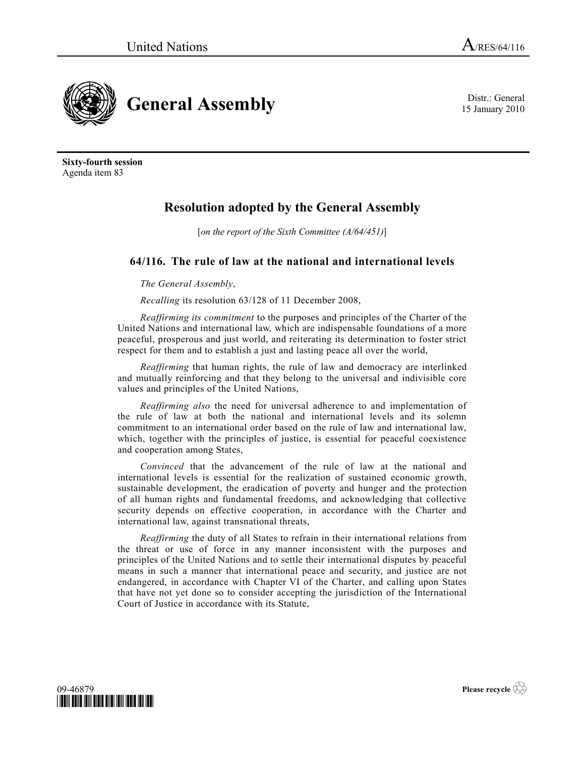United Nations A/RES/64/116

# General Assembly

Distr.: General
15 January 2010

**Sixty-fourth session**
Agenda item 83

## Resolution adopted by the General Assembly

[*on the report of the Sixth Committee (A/64/451)*]

### 64/116. The rule of law at the national and international levels

*The General Assembly*,

*Recalling* its resolution 63/128 of 11 December 2008,

*Reaffirming its commitment* to the purposes and principles of the Charter of the United Nations and international law, which are indispensable foundations of a more peaceful, prosperous and just world, and reiterating its determination to foster strict respect for them and to establish a just and lasting peace all over the world,

*Reaffirming* that human rights, the rule of law and democracy are interlinked and mutually reinforcing and that they belong to the universal and indivisible core values and principles of the United Nations,

*Reaffirming also* the need for universal adherence to and implementation of the rule of law at both the national and international levels and its solemn commitment to an international order based on the rule of law and international law, which, together with the principles of justice, is essential for peaceful coexistence and cooperation among States,

*Convinced* that the advancement of the rule of law at the national and international levels is essential for the realization of sustained economic growth, sustainable development, the eradication of poverty and hunger and the protection of all human rights and fundamental freedoms, and acknowledging that collective security depends on effective cooperation, in accordance with the Charter and international law, against transnational threats,

*Reaffirming* the duty of all States to refrain in their international relations from the threat or use of force in any manner inconsistent with the purposes and principles of the United Nations and to settle their international disputes by peaceful means in such a manner that international peace and security, and justice are not endangered, in accordance with Chapter VI of the Charter, and calling upon States that have not yet done so to consider accepting the jurisdiction of the International Court of Justice in accordance with its Statute,

09-46879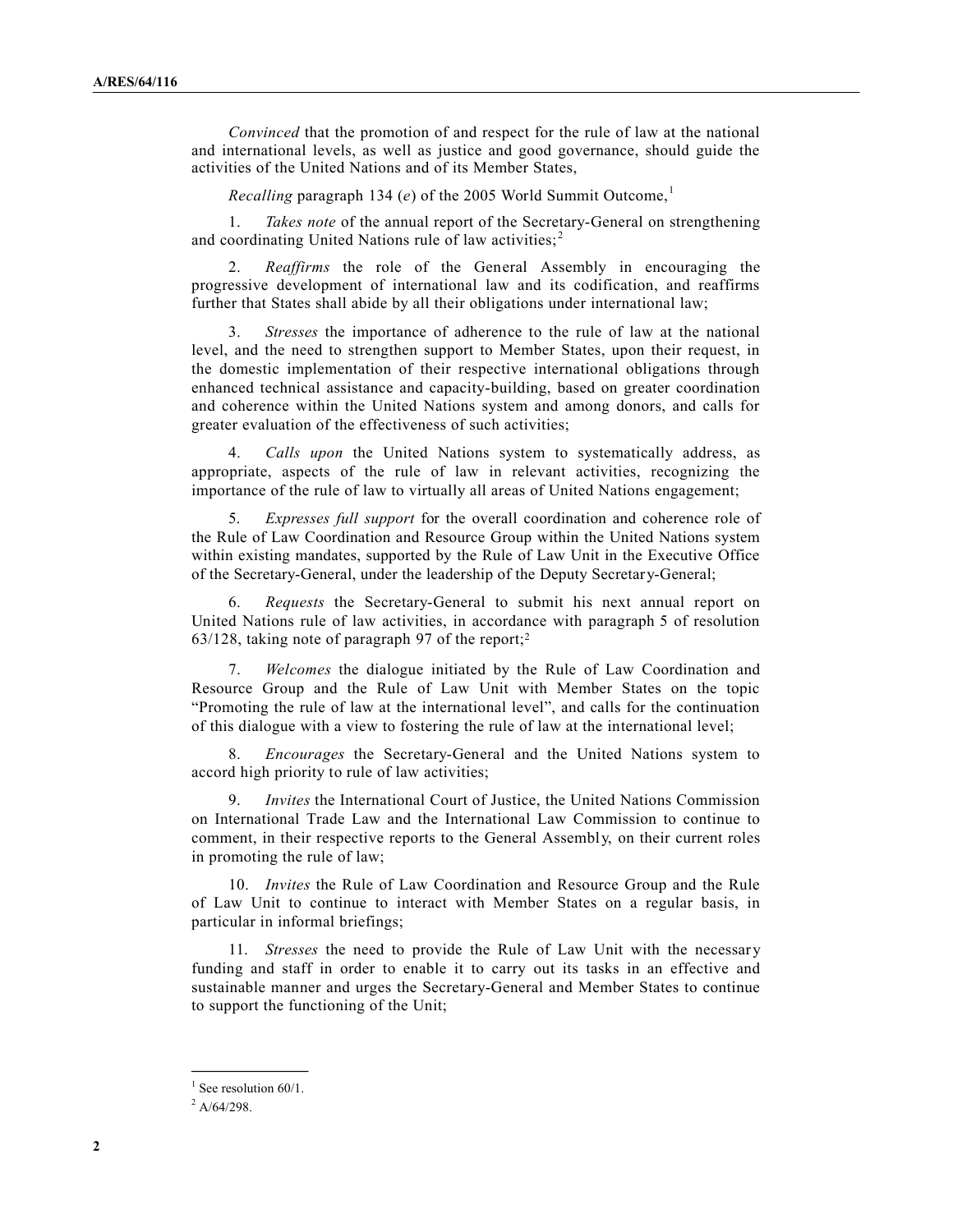*Convinced* that the promotion of and respect for the rule of law at the national and international levels, as well as justice and good governance, should guide the activities of the United Nations and of its Member States,

*Recalling* paragraph 134 (*e*) of the 2005 World Summit Outcome,[1]

1. *Takes note* of the annual report of the Secretary-General on strengthening and coordinating United Nations rule of law activities;[2]

2. *Reaffirms* the role of the General Assembly in encouraging the progressive development of international law and its codification, and reaffirms further that States shall abide by all their obligations under international law;

3. *Stresses* the importance of adherence to the rule of law at the national level, and the need to strengthen support to Member States, upon their request, in the domestic implementation of their respective international obligations through enhanced technical assistance and capacity-building, based on greater coordination and coherence within the United Nations system and among donors, and calls for greater evaluation of the effectiveness of such activities;

4. *Calls upon* the United Nations system to systematically address, as appropriate, aspects of the rule of law in relevant activities, recognizing the importance of the rule of law to virtually all areas of United Nations engagement;

5. *Expresses full support* for the overall coordination and coherence role of the Rule of Law Coordination and Resource Group within the United Nations system within existing mandates, supported by the Rule of Law Unit in the Executive Office of the Secretary-General, under the leadership of the Deputy Secretary-General;

6. *Requests* the Secretary-General to submit his next annual report on United Nations rule of law activities, in accordance with paragraph 5 of resolution 63/128, taking note of paragraph 97 of the report;[2]

7. *Welcomes* the dialogue initiated by the Rule of Law Coordination and Resource Group and the Rule of Law Unit with Member States on the topic "Promoting the rule of law at the international level", and calls for the continuation of this dialogue with a view to fostering the rule of law at the international level;

8. *Encourages* the Secretary-General and the United Nations system to accord high priority to rule of law activities;

9. *Invites* the International Court of Justice, the United Nations Commission on International Trade Law and the International Law Commission to continue to comment, in their respective reports to the General Assembly, on their current roles in promoting the rule of law;

10. *Invites* the Rule of Law Coordination and Resource Group and the Rule of Law Unit to continue to interact with Member States on a regular basis, in particular in informal briefings;

11. *Stresses* the need to provide the Rule of Law Unit with the necessary funding and staff in order to enable it to carry out its tasks in an effective and sustainable manner and urges the Secretary-General and Member States to continue to support the functioning of the Unit;

---

[1] See resolution 60/1.

[2] A/64/298.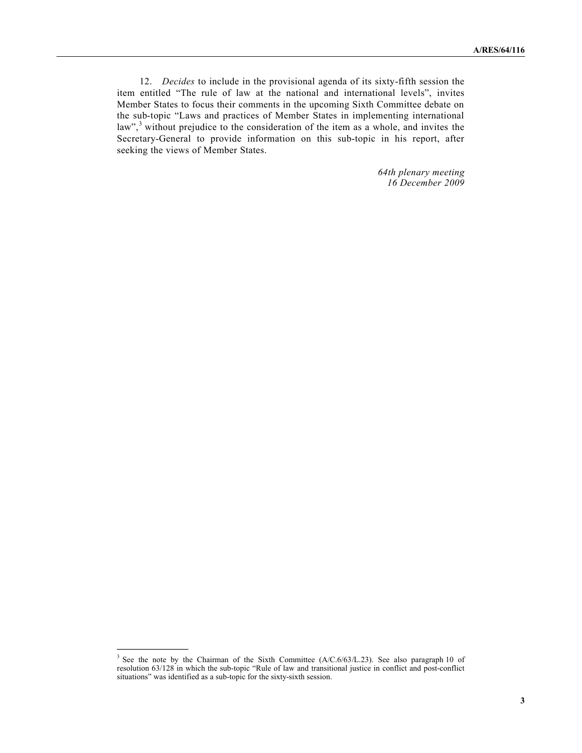12. *Decides* to include in the provisional agenda of its sixty-fifth session the item entitled "The rule of law at the national and international levels", invites Member States to focus their comments in the upcoming Sixth Committee debate on the sub-topic "Laws and practices of Member States in implementing international law",[3] without prejudice to the consideration of the item as a whole, and invites the Secretary-General to provide information on this sub-topic in his report, after seeking the views of Member States.

*64th plenary meeting*
*16 December 2009*

---

[3] See the note by the Chairman of the Sixth Committee (A/C.6/63/L.23). See also paragraph 10 of resolution 63/128 in which the sub-topic "Rule of law and transitional justice in conflict and post-conflict situations" was identified as a sub-topic for the sixty-sixth session.